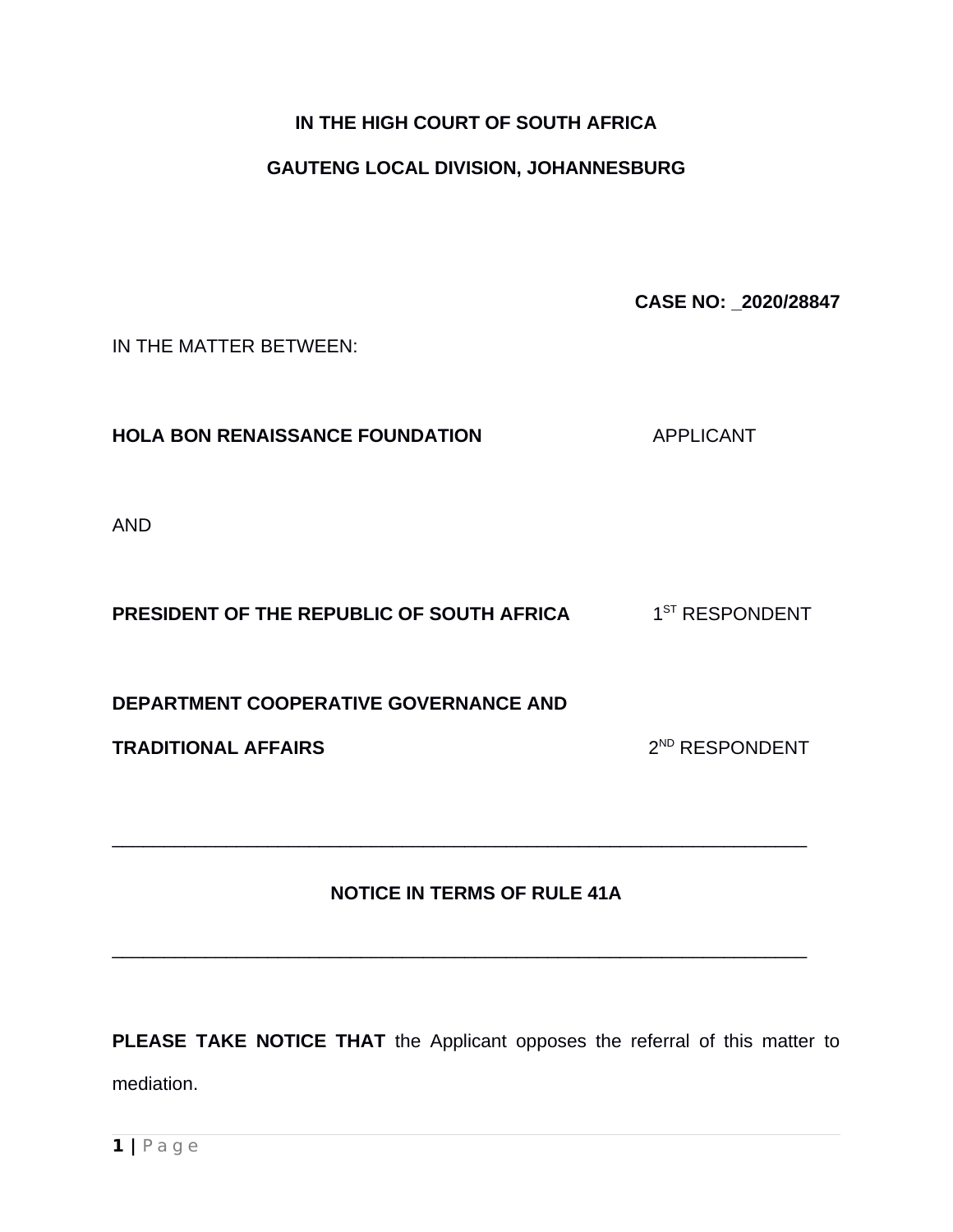**IN THE HIGH COURT OF SOUTH AFRICA**

**GAUTENG LOCAL DIVISION, JOHANNESBURG**

**CASE NO: _2020/28847**

IN THE MATTER BETWEEN:

**HOLA BON RENAISSANCE FOUNDATION** APPLICANT

AND

**PRESIDENT OF THE REPUBLIC OF SOUTH AFRICA** 1ST RESPONDENT

**DEPARTMENT COOPERATIVE GOVERNANCE AND TRADITIONAL AFFAIRS** 2ND RESPONDENT

---

**NOTICE IN TERMS OF RULE 41A**

---

**PLEASE TAKE NOTICE THAT** the Applicant opposes the referral of this matter to mediation.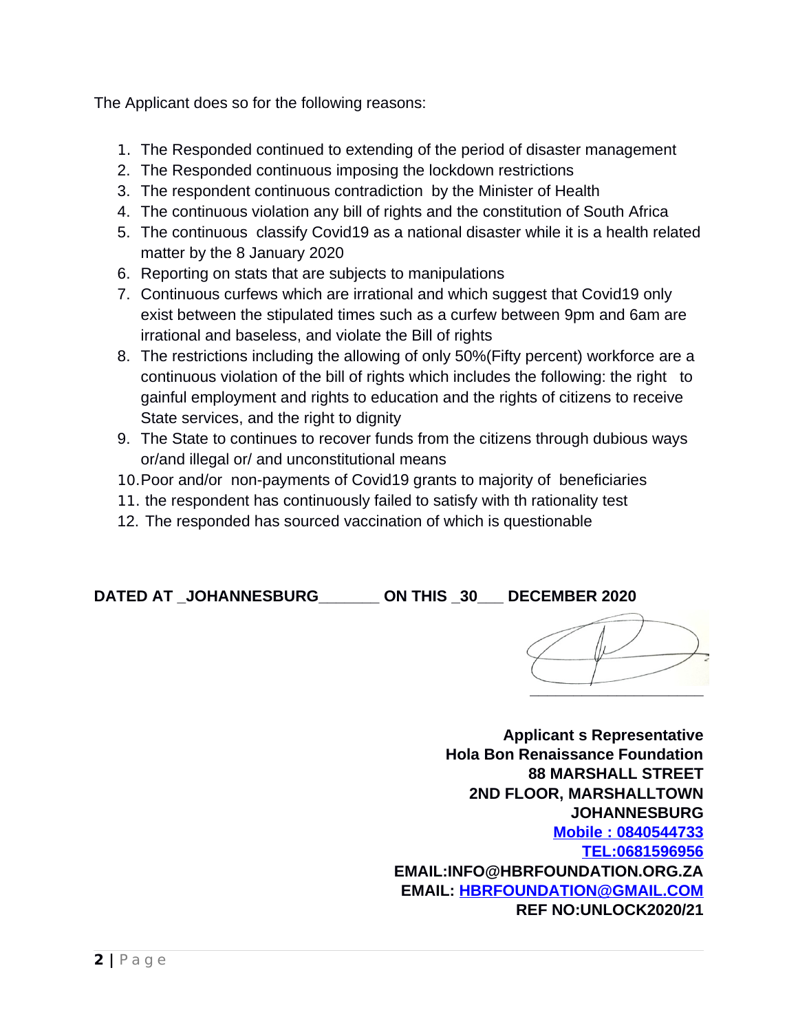The Applicant does so for the following reasons:

1. The Responded continued to extending of the period of disaster management
2. The Responded continuous imposing the lockdown restrictions
3. The respondent continuous contradiction by the Minister of Health
4. The continuous violation any bill of rights and the constitution of South Africa
5. The continuous classify Covid19 as a national disaster while it is a health related matter by the 8 January 2020
6. Reporting on stats that are subjects to manipulations
7. Continuous curfews which are irrational and which suggest that Covid19 only exist between the stipulated times such as a curfew between 9pm and 6am are irrational and baseless, and violate the Bill of rights
8. The restrictions including the allowing of only 50%(Fifty percent) workforce are a continuous violation of the bill of rights which includes the following: the right to gainful employment and rights to education and the rights of citizens to receive State services, and the right to dignity
9. The State to continues to recover funds from the citizens through dubious ways or/and illegal or/ and unconstitutional means
10. Poor and/or non-payments of Covid19 grants to majority of beneficiaries
11. the respondent has continuously failed to satisfy with th rationality test
12. The responded has sourced vaccination of which is questionable

**DATED AT _JOHANNESBURG_______ ON THIS _30___ DECEMBER 2020**

**Applicant s Representative**
**Hola Bon Renaissance Foundation**
**88 MARSHALL STREET**
**2ND FLOOR, MARSHALLTOWN**
**JOHANNESBURG**
**Mobile : 0840544733**
**TEL:0681596956**
**EMAIL:INFO@HBRFOUNDATION.ORG.ZA**
**EMAIL: HBRFOUNDATION@GMAIL.COM**
**REF NO:UNLOCK2020/21**